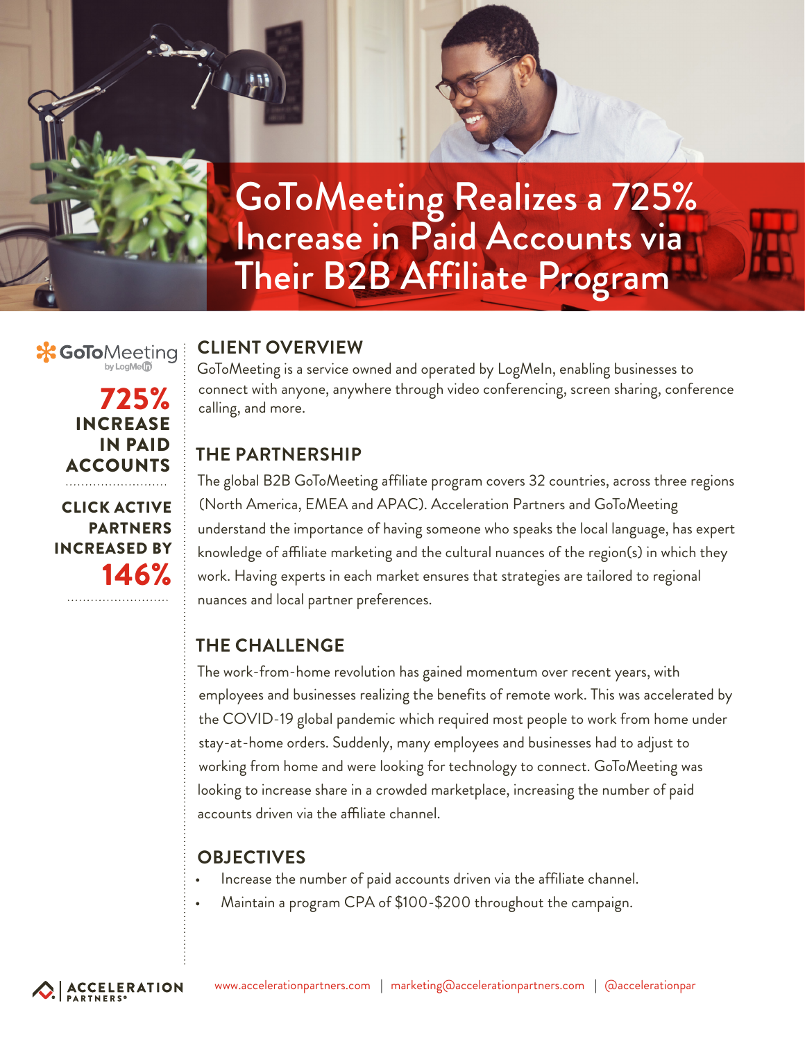# GoToMeeting Realizes a 725% Increase in Paid Accounts via Their B2B Affiliate Program

GoToMeeting by LogMeIn

**725%** **INCREASE IN PAID ACCOUNTS**

**CLICK ACTIVE PARTNERS INCREASED BY** **146%**

## CLIENT OVERVIEW

GoToMeeting is a service owned and operated by LogMeIn, enabling businesses to connect with anyone, anywhere through video conferencing, screen sharing, conference calling, and more.

## THE PARTNERSHIP

The global B2B GoToMeeting affiliate program covers 32 countries, across three regions (North America, EMEA and APAC). Acceleration Partners and GoToMeeting understand the importance of having someone who speaks the local language, has expert knowledge of affiliate marketing and the cultural nuances of the region(s) in which they work. Having experts in each market ensures that strategies are tailored to regional nuances and local partner preferences.

## THE CHALLENGE

The work-from-home revolution has gained momentum over recent years, with employees and businesses realizing the benefits of remote work. This was accelerated by the COVID-19 global pandemic which required most people to work from home under stay-at-home orders. Suddenly, many employees and businesses had to adjust to working from home and were looking for technology to connect. GoToMeeting was looking to increase share in a crowded marketplace, increasing the number of paid accounts driven via the affiliate channel.

## OBJECTIVES

- Increase the number of paid accounts driven via the affiliate channel.
- Maintain a program CPA of $100-$200 throughout the campaign.

ACCELERATION PARTNERS | www.accelerationpartners.com | marketing@accelerationpartners.com | @accelerationpar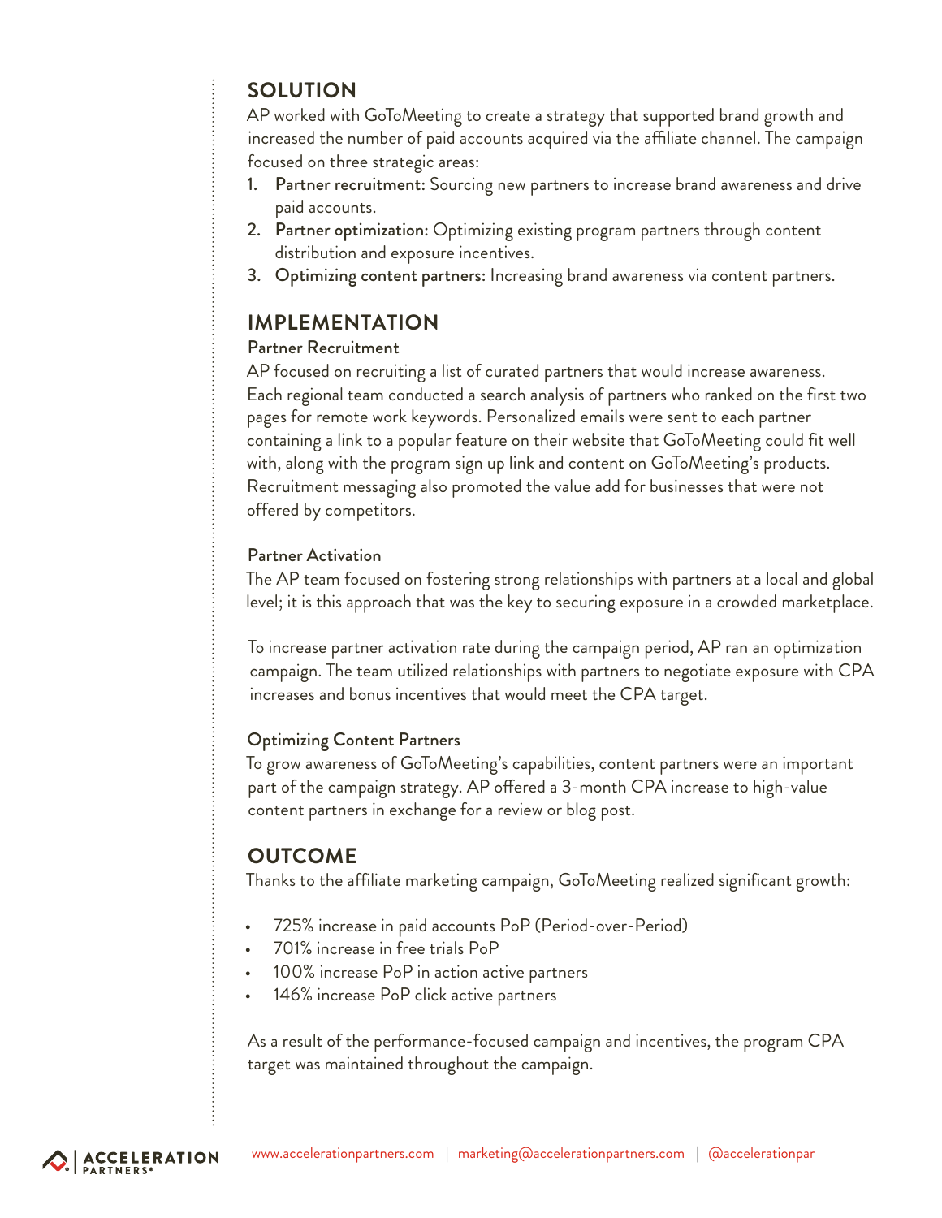## SOLUTION

AP worked with GoToMeeting to create a strategy that supported brand growth and increased the number of paid accounts acquired via the affiliate channel. The campaign focused on three strategic areas:

1. **Partner recruitment:** Sourcing new partners to increase brand awareness and drive paid accounts.
2. **Partner optimization:** Optimizing existing program partners through content distribution and exposure incentives.
3. **Optimizing content partners:** Increasing brand awareness via content partners.

## IMPLEMENTATION

### Partner Recruitment

AP focused on recruiting a list of curated partners that would increase awareness. Each regional team conducted a search analysis of partners who ranked on the first two pages for remote work keywords. Personalized emails were sent to each partner containing a link to a popular feature on their website that GoToMeeting could fit well with, along with the program sign up link and content on GoToMeeting's products. Recruitment messaging also promoted the value add for businesses that were not offered by competitors.

### Partner Activation

The AP team focused on fostering strong relationships with partners at a local and global level; it is this approach that was the key to securing exposure in a crowded marketplace.

To increase partner activation rate during the campaign period, AP ran an optimization campaign. The team utilized relationships with partners to negotiate exposure with CPA increases and bonus incentives that would meet the CPA target.

### Optimizing Content Partners

To grow awareness of GoToMeeting's capabilities, content partners were an important part of the campaign strategy. AP offered a 3-month CPA increase to high-value content partners in exchange for a review or blog post.

## OUTCOME

Thanks to the affiliate marketing campaign, GoToMeeting realized significant growth:

- 725% increase in paid accounts PoP (Period-over-Period)
- 701% increase in free trials PoP
- 100% increase PoP in action active partners
- 146% increase PoP click active partners

As a result of the performance-focused campaign and incentives, the program CPA target was maintained throughout the campaign.

ACCELERATION PARTNERS

www.accelerationpartners.com | marketing@accelerationpartners.com | @accelerationpar